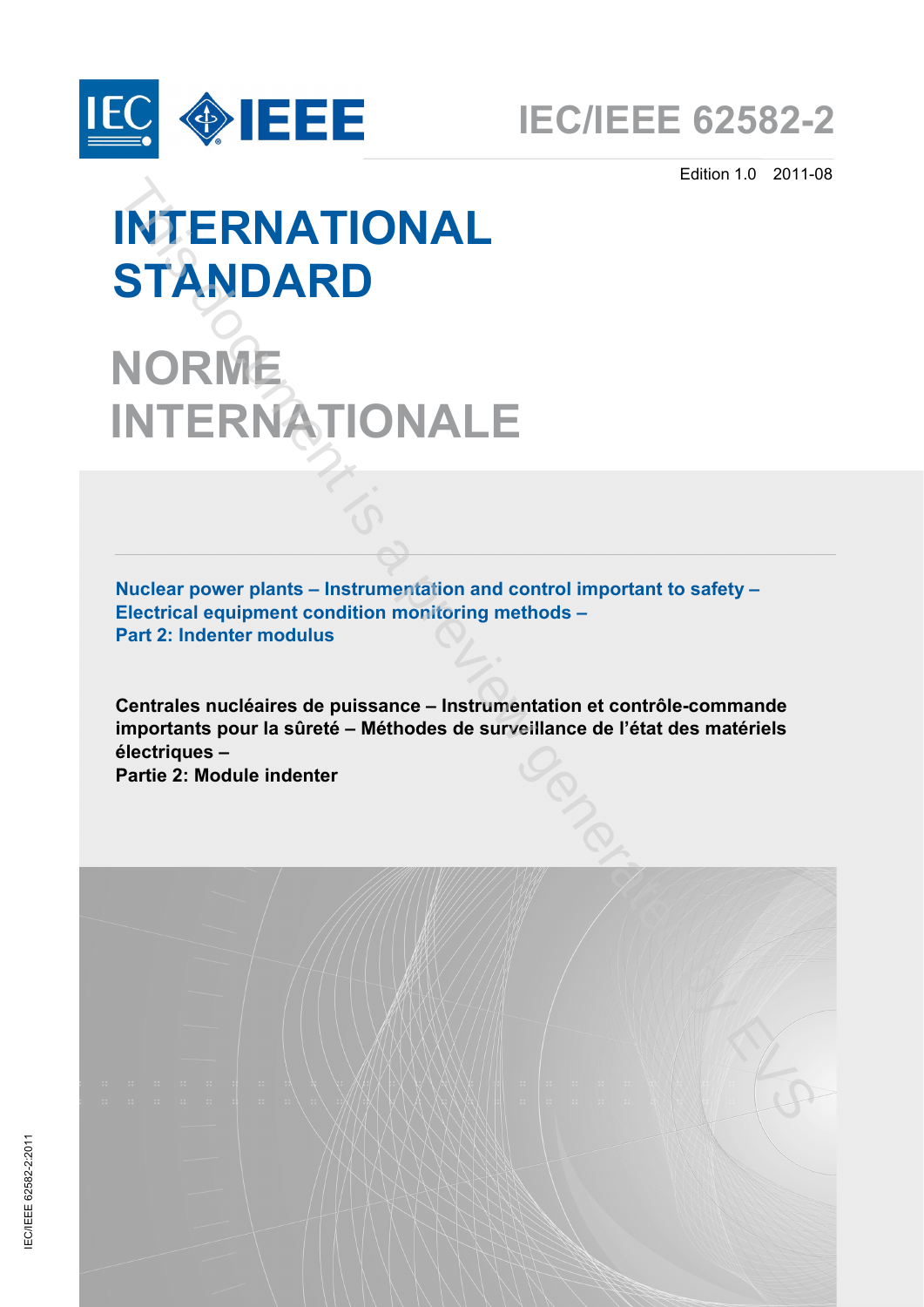IEC/IEEE 62582-2

Edition 1.0 2011-08

# INTERNATIONAL STANDARD

# NORME INTERNATIONALE

**Nuclear power plants – Instrumentation and control important to safety – Electrical equipment condition monitoring methods – Part 2: Indenter modulus**

**Centrales nucléaires de puissance – Instrumentation et contrôle-commande importants pour la sûreté – Méthodes de surveillance de l'état des matériels électriques – Partie 2: Module indenter**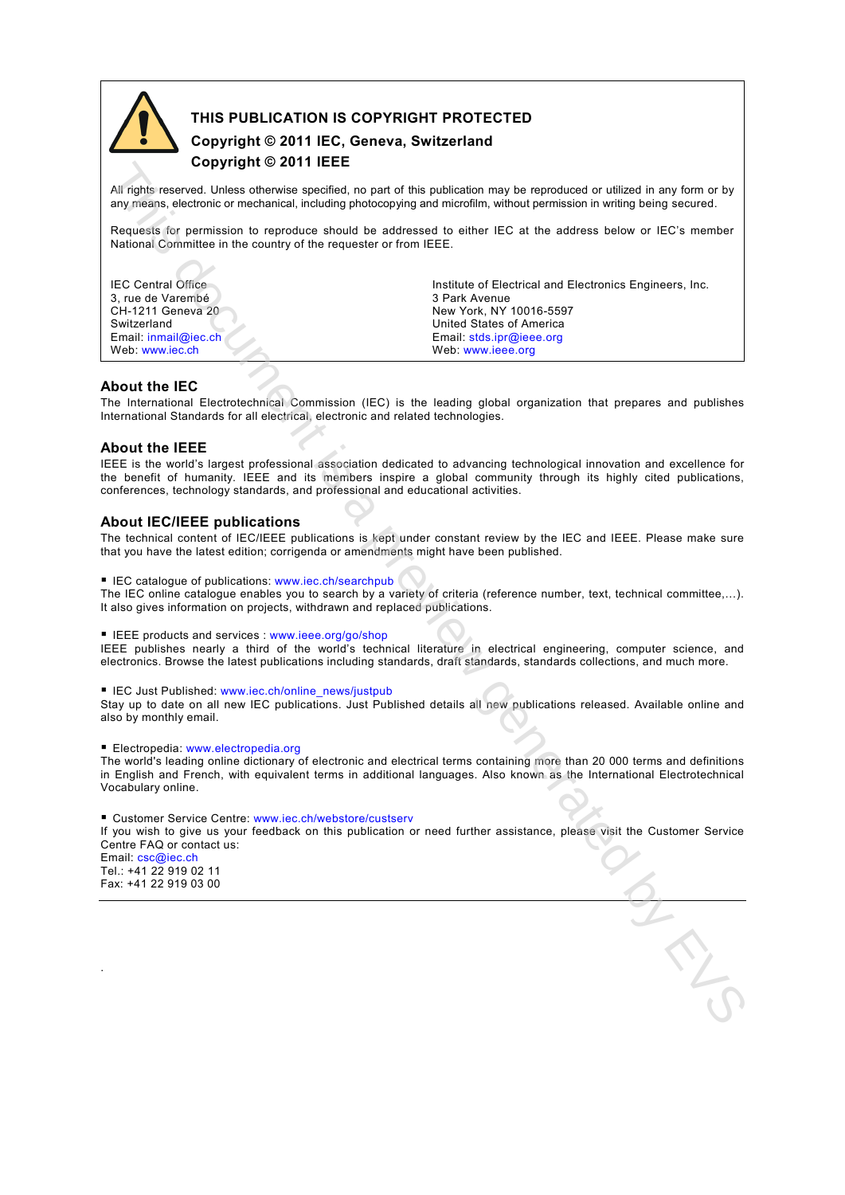**THIS PUBLICATION IS COPYRIGHT PROTECTED**

**Copyright © 2011 IEC, Geneva, Switzerland**

**Copyright © 2011 IEEE**

All rights reserved. Unless otherwise specified, no part of this publication may be reproduced or utilized in any form or by any means, electronic or mechanical, including photocopying and microfilm, without permission in writing being secured.

Requests for permission to reproduce should be addressed to either IEC at the address below or IEC's member National Committee in the country of the requester or from IEEE.

IEC Central Office
3, rue de Varembé
CH-1211 Geneva 20
Switzerland
Email: inmail@iec.ch
Web: www.iec.ch

Institute of Electrical and Electronics Engineers, Inc.
3 Park Avenue
New York, NY 10016-5597
United States of America
Email: stds.ipr@ieee.org
Web: www.ieee.org

## About the IEC

The International Electrotechnical Commission (IEC) is the leading global organization that prepares and publishes International Standards for all electrical, electronic and related technologies.

## About the IEEE

IEEE is the world's largest professional association dedicated to advancing technological innovation and excellence for the benefit of humanity. IEEE and its members inspire a global community through its highly cited publications, conferences, technology standards, and professional and educational activities.

## About IEC/IEEE publications

The technical content of IEC/IEEE publications is kept under constant review by the IEC and IEEE. Please make sure that you have the latest edition; corrigenda or amendments might have been published.

- IEC catalogue of publications: www.iec.ch/searchpub

The IEC online catalogue enables you to search by a variety of criteria (reference number, text, technical committee,…). It also gives information on projects, withdrawn and replaced publications.

- IEEE products and services : www.ieee.org/go/shop

IEEE publishes nearly a third of the world's technical literature in electrical engineering, computer science, and electronics. Browse the latest publications including standards, draft standards, standards collections, and much more.

- IEC Just Published: www.iec.ch/online_news/justpub

Stay up to date on all new IEC publications. Just Published details all new publications released. Available online and also by monthly email.

- Electropedia: www.electropedia.org

The world's leading online dictionary of electronic and electrical terms containing more than 20 000 terms and definitions in English and French, with equivalent terms in additional languages. Also known as the International Electrotechnical Vocabulary online.

- Customer Service Centre: www.iec.ch/webstore/custserv

If you wish to give us your feedback on this publication or need further assistance, please visit the Customer Service Centre FAQ or contact us:
Email: csc@iec.ch
Tel.: +41 22 919 02 11
Fax: +41 22 919 03 00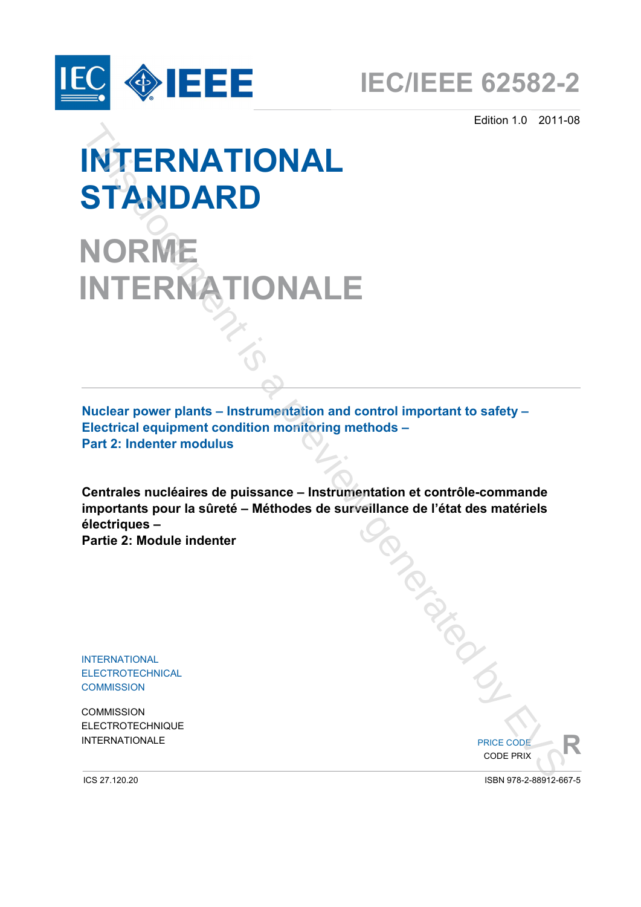IEC/IEEE 62582-2

Edition 1.0 2011-08

# INTERNATIONAL STANDARD

# NORME INTERNATIONALE

**Nuclear power plants – Instrumentation and control important to safety – Electrical equipment condition monitoring methods – Part 2: Indenter modulus**

**Centrales nucléaires de puissance – Instrumentation et contrôle-commande importants pour la sûreté – Méthodes de surveillance de l'état des matériels électriques – Partie 2: Module indenter**

INTERNATIONAL ELECTROTECHNICAL COMMISSION

COMMISSION ELECTROTECHNIQUE INTERNATIONALE

PRICE CODE
CODE PRIX
R

ICS 27.120.20

ISBN 978-2-88912-667-5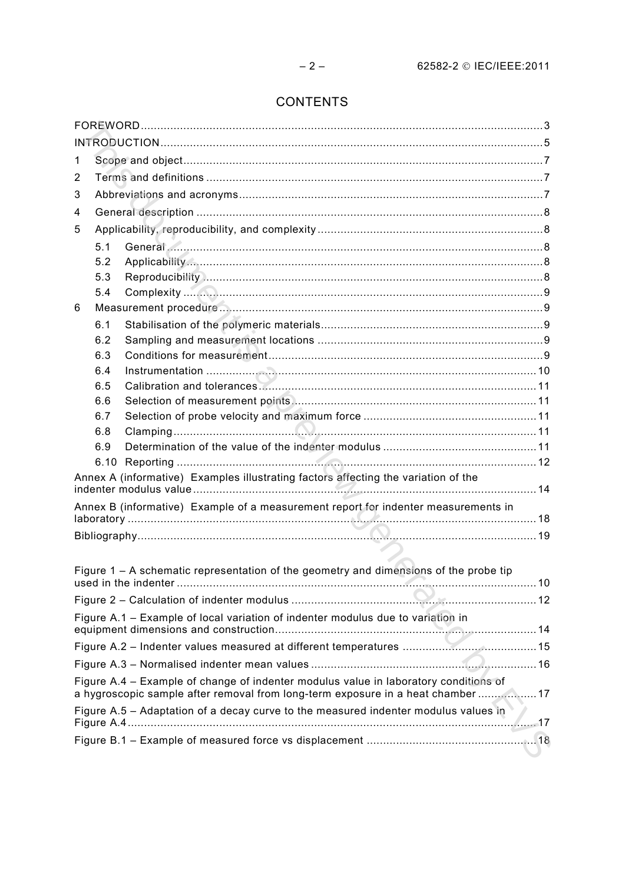# CONTENTS

FOREWORD ... 3
INTRODUCTION ... 5
1 Scope and object ... 7
2 Terms and definitions ... 7
3 Abbreviations and acronyms ... 7
4 General description ... 8
5 Applicability, reproducibility, and complexity ... 8
  5.1 General ... 8
  5.2 Applicability ... 8
  5.3 Reproducibility ... 8
  5.4 Complexity ... 9
6 Measurement procedure ... 9
  6.1 Stabilisation of the polymeric materials ... 9
  6.2 Sampling and measurement locations ... 9
  6.3 Conditions for measurement ... 9
  6.4 Instrumentation ... 10
  6.5 Calibration and tolerances ... 11
  6.6 Selection of measurement points ... 11
  6.7 Selection of probe velocity and maximum force ... 11
  6.8 Clamping ... 11
  6.9 Determination of the value of the indenter modulus ... 11
  6.10 Reporting ... 12
Annex A (informative) Examples illustrating factors affecting the variation of the indenter modulus value ... 14
Annex B (informative) Example of a measurement report for indenter measurements in laboratory ... 18
Bibliography ... 19

Figure 1 – A schematic representation of the geometry and dimensions of the probe tip used in the indenter ... 10
Figure 2 – Calculation of indenter modulus ... 12
Figure A.1 – Example of local variation of indenter modulus due to variation in equipment dimensions and construction ... 14
Figure A.2 – Indenter values measured at different temperatures ... 15
Figure A.3 – Normalised indenter mean values ... 16
Figure A.4 – Example of change of indenter modulus value in laboratory conditions of a hygroscopic sample after removal from long-term exposure in a heat chamber ... 17
Figure A.5 – Adaptation of a decay curve to the measured indenter modulus values in Figure A.4 ... 17
Figure B.1 – Example of measured force vs displacement ... 18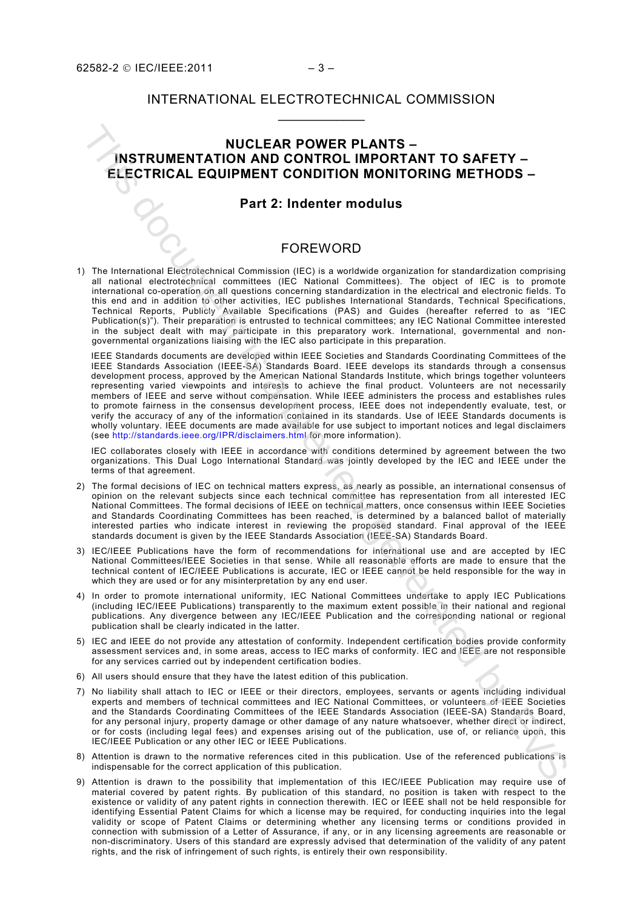INTERNATIONAL ELECTROTECHNICAL COMMISSION

# NUCLEAR POWER PLANTS – INSTRUMENTATION AND CONTROL IMPORTANT TO SAFETY – ELECTRICAL EQUIPMENT CONDITION MONITORING METHODS –

## Part 2: Indenter modulus

## FOREWORD

1) The International Electrotechnical Commission (IEC) is a worldwide organization for standardization comprising all national electrotechnical committees (IEC National Committees). The object of IEC is to promote international co-operation on all questions concerning standardization in the electrical and electronic fields. To this end and in addition to other activities, IEC publishes International Standards, Technical Specifications, Technical Reports, Publicly Available Specifications (PAS) and Guides (hereafter referred to as "IEC Publication(s)"). Their preparation is entrusted to technical committees; any IEC National Committee interested in the subject dealt with may participate in this preparatory work. International, governmental and non-governmental organizations liaising with the IEC also participate in this preparation.

   IEEE Standards documents are developed within IEEE Societies and Standards Coordinating Committees of the IEEE Standards Association (IEEE-SA) Standards Board. IEEE develops its standards through a consensus development process, approved by the American National Standards Institute, which brings together volunteers representing varied viewpoints and interests to achieve the final product. Volunteers are not necessarily members of IEEE and serve without compensation. While IEEE administers the process and establishes rules to promote fairness in the consensus development process, IEEE does not independently evaluate, test, or verify the accuracy of any of the information contained in its standards. Use of IEEE Standards documents is wholly voluntary. IEEE documents are made available for use subject to important notices and legal disclaimers (see http://standards.ieee.org/IPR/disclaimers.html for more information).

   IEC collaborates closely with IEEE in accordance with conditions determined by agreement between the two organizations. This Dual Logo International Standard was jointly developed by the IEC and IEEE under the terms of that agreement.

2) The formal decisions of IEC on technical matters express, as nearly as possible, an international consensus of opinion on the relevant subjects since each technical committee has representation from all interested IEC National Committees. The formal decisions of IEEE on technical matters, once consensus within IEEE Societies and Standards Coordinating Committees has been reached, is determined by a balanced ballot of materially interested parties who indicate interest in reviewing the proposed standard. Final approval of the IEEE standards document is given by the IEEE Standards Association (IEEE-SA) Standards Board.

3) IEC/IEEE Publications have the form of recommendations for international use and are accepted by IEC National Committees/IEEE Societies in that sense. While all reasonable efforts are made to ensure that the technical content of IEC/IEEE Publications is accurate, IEC or IEEE cannot be held responsible for the way in which they are used or for any misinterpretation by any end user.

4) In order to promote international uniformity, IEC National Committees undertake to apply IEC Publications (including IEC/IEEE Publications) transparently to the maximum extent possible in their national and regional publications. Any divergence between any IEC/IEEE Publication and the corresponding national or regional publication shall be clearly indicated in the latter.

5) IEC and IEEE do not provide any attestation of conformity. Independent certification bodies provide conformity assessment services and, in some areas, access to IEC marks of conformity. IEC and IEEE are not responsible for any services carried out by independent certification bodies.

6) All users should ensure that they have the latest edition of this publication.

7) No liability shall attach to IEC or IEEE or their directors, employees, servants or agents including individual experts and members of technical committees and IEC National Committees, or volunteers of IEEE Societies and the Standards Coordinating Committees of the IEEE Standards Association (IEEE-SA) Standards Board, for any personal injury, property damage or other damage of any nature whatsoever, whether direct or indirect, or for costs (including legal fees) and expenses arising out of the publication, use of, or reliance upon, this IEC/IEEE Publication or any other IEC or IEEE Publications.

8) Attention is drawn to the normative references cited in this publication. Use of the referenced publications is indispensable for the correct application of this publication.

9) Attention is drawn to the possibility that implementation of this IEC/IEEE Publication may require use of material covered by patent rights. By publication of this standard, no position is taken with respect to the existence or validity of any patent rights in connection therewith. IEC or IEEE shall not be held responsible for identifying Essential Patent Claims for which a license may be required, for conducting inquiries into the legal validity or scope of Patent Claims or determining whether any licensing terms or conditions provided in connection with submission of a Letter of Assurance, if any, or in any licensing agreements are reasonable or non-discriminatory. Users of this standard are expressly advised that determination of the validity of any patent rights, and the risk of infringement of such rights, is entirely their own responsibility.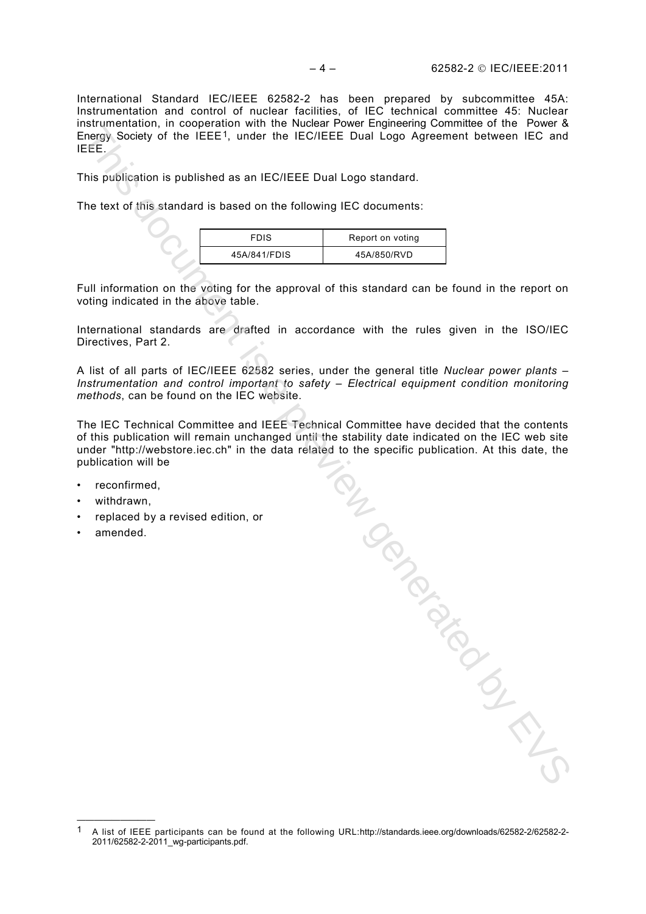International Standard IEC/IEEE 62582-2 has been prepared by subcommittee 45A: Instrumentation and control of nuclear facilities, of IEC technical committee 45: Nuclear instrumentation, in cooperation with the Nuclear Power Engineering Committee of the Power & Energy Society of the IEEE[1], under the IEC/IEEE Dual Logo Agreement between IEC and IEEE.

This publication is published as an IEC/IEEE Dual Logo standard.

The text of this standard is based on the following IEC documents:

| FDIS | Report on voting |
|---|---|
| 45A/841/FDIS | 45A/850/RVD |

Full information on the voting for the approval of this standard can be found in the report on voting indicated in the above table.

International standards are drafted in accordance with the rules given in the ISO/IEC Directives, Part 2.

A list of all parts of IEC/IEEE 62582 series, under the general title *Nuclear power plants – Instrumentation and control important to safety – Electrical equipment condition monitoring methods*, can be found on the IEC website.

The IEC Technical Committee and IEEE Technical Committee have decided that the contents of this publication will remain unchanged until the stability date indicated on the IEC web site under "http://webstore.iec.ch" in the data related to the specific publication. At this date, the publication will be

- reconfirmed,
- withdrawn,
- replaced by a revised edition, or
- amended.

---

[1] A list of IEEE participants can be found at the following URL:http://standards.ieee.org/downloads/62582-2/62582-2-2011/62582-2-2011_wg-participants.pdf.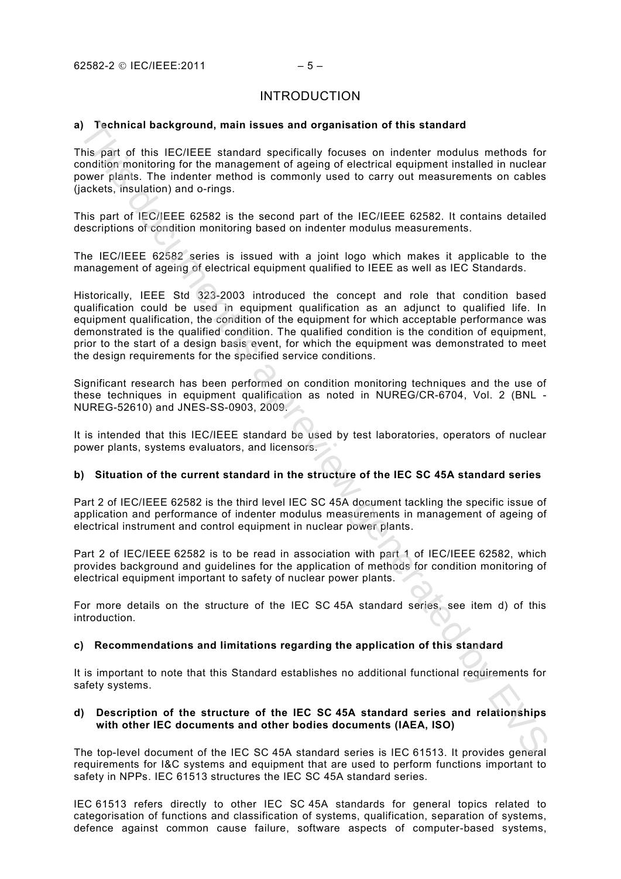# INTRODUCTION

## a) Technical background, main issues and organisation of this standard

This part of this IEC/IEEE standard specifically focuses on indenter modulus methods for condition monitoring for the management of ageing of electrical equipment installed in nuclear power plants. The indenter method is commonly used to carry out measurements on cables (jackets, insulation) and o-rings.

This part of IEC/IEEE 62582 is the second part of the IEC/IEEE 62582. It contains detailed descriptions of condition monitoring based on indenter modulus measurements.

The IEC/IEEE 62582 series is issued with a joint logo which makes it applicable to the management of ageing of electrical equipment qualified to IEEE as well as IEC Standards.

Historically, IEEE Std 323-2003 introduced the concept and role that condition based qualification could be used in equipment qualification as an adjunct to qualified life. In equipment qualification, the condition of the equipment for which acceptable performance was demonstrated is the qualified condition. The qualified condition is the condition of equipment, prior to the start of a design basis event, for which the equipment was demonstrated to meet the design requirements for the specified service conditions.

Significant research has been performed on condition monitoring techniques and the use of these techniques in equipment qualification as noted in NUREG/CR-6704, Vol. 2 (BNL - NUREG-52610) and JNES-SS-0903, 2009.

It is intended that this IEC/IEEE standard be used by test laboratories, operators of nuclear power plants, systems evaluators, and licensors.

## b) Situation of the current standard in the structure of the IEC SC 45A standard series

Part 2 of IEC/IEEE 62582 is the third level IEC SC 45A document tackling the specific issue of application and performance of indenter modulus measurements in management of ageing of electrical instrument and control equipment in nuclear power plants.

Part 2 of IEC/IEEE 62582 is to be read in association with part 1 of IEC/IEEE 62582, which provides background and guidelines for the application of methods for condition monitoring of electrical equipment important to safety of nuclear power plants.

For more details on the structure of the IEC SC 45A standard series, see item d) of this introduction.

## c) Recommendations and limitations regarding the application of this standard

It is important to note that this Standard establishes no additional functional requirements for safety systems.

## d) Description of the structure of the IEC SC 45A standard series and relationships with other IEC documents and other bodies documents (IAEA, ISO)

The top-level document of the IEC SC 45A standard series is IEC 61513. It provides general requirements for I&C systems and equipment that are used to perform functions important to safety in NPPs. IEC 61513 structures the IEC SC 45A standard series.

IEC 61513 refers directly to other IEC SC 45A standards for general topics related to categorisation of functions and classification of systems, qualification, separation of systems, defence against common cause failure, software aspects of computer-based systems,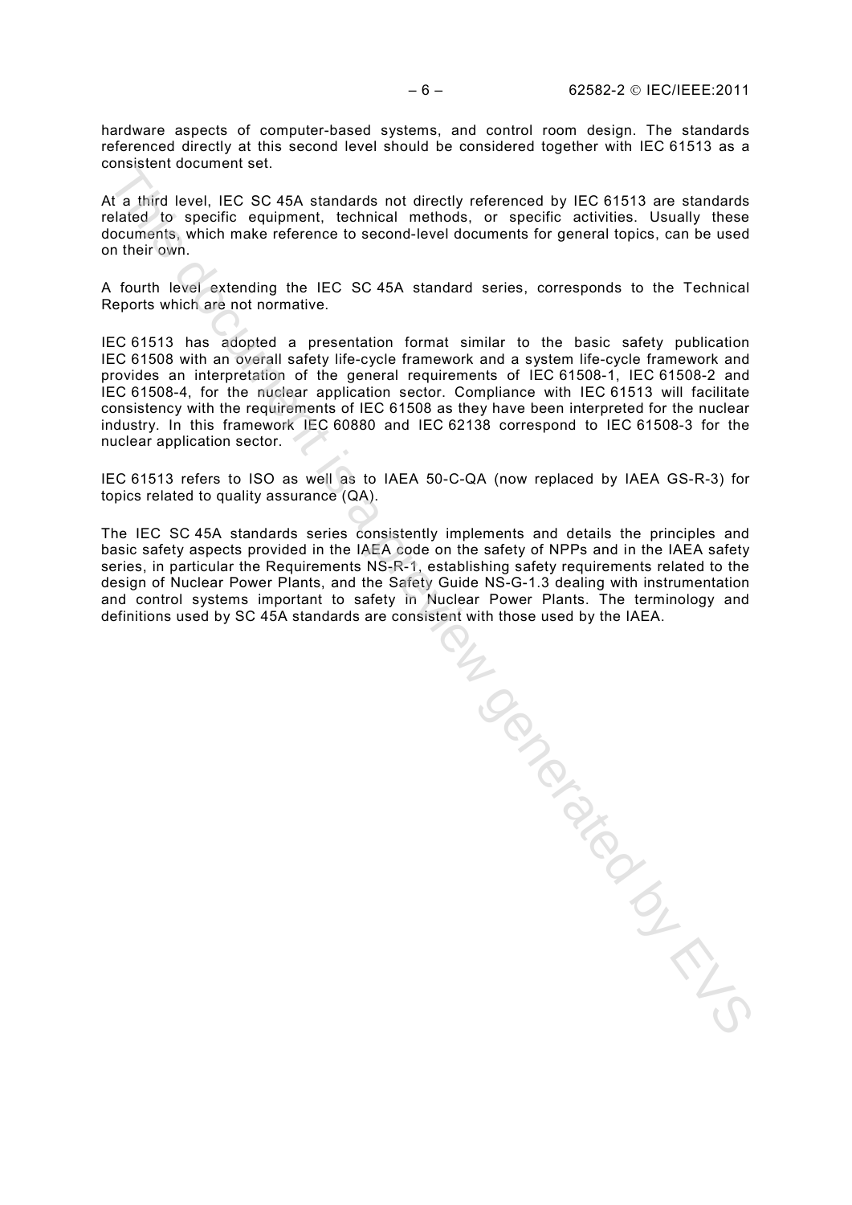hardware aspects of computer-based systems, and control room design. The standards referenced directly at this second level should be considered together with IEC 61513 as a consistent document set.

At a third level, IEC SC 45A standards not directly referenced by IEC 61513 are standards related to specific equipment, technical methods, or specific activities. Usually these documents, which make reference to second-level documents for general topics, can be used on their own.

A fourth level extending the IEC SC 45A standard series, corresponds to the Technical Reports which are not normative.

IEC 61513 has adopted a presentation format similar to the basic safety publication IEC 61508 with an overall safety life-cycle framework and a system life-cycle framework and provides an interpretation of the general requirements of IEC 61508-1, IEC 61508-2 and IEC 61508-4, for the nuclear application sector. Compliance with IEC 61513 will facilitate consistency with the requirements of IEC 61508 as they have been interpreted for the nuclear industry. In this framework IEC 60880 and IEC 62138 correspond to IEC 61508-3 for the nuclear application sector.

IEC 61513 refers to ISO as well as to IAEA 50-C-QA (now replaced by IAEA GS-R-3) for topics related to quality assurance (QA).

The IEC SC 45A standards series consistently implements and details the principles and basic safety aspects provided in the IAEA code on the safety of NPPs and in the IAEA safety series, in particular the Requirements NS-R-1, establishing safety requirements related to the design of Nuclear Power Plants, and the Safety Guide NS-G-1.3 dealing with instrumentation and control systems important to safety in Nuclear Power Plants. The terminology and definitions used by SC 45A standards are consistent with those used by the IAEA.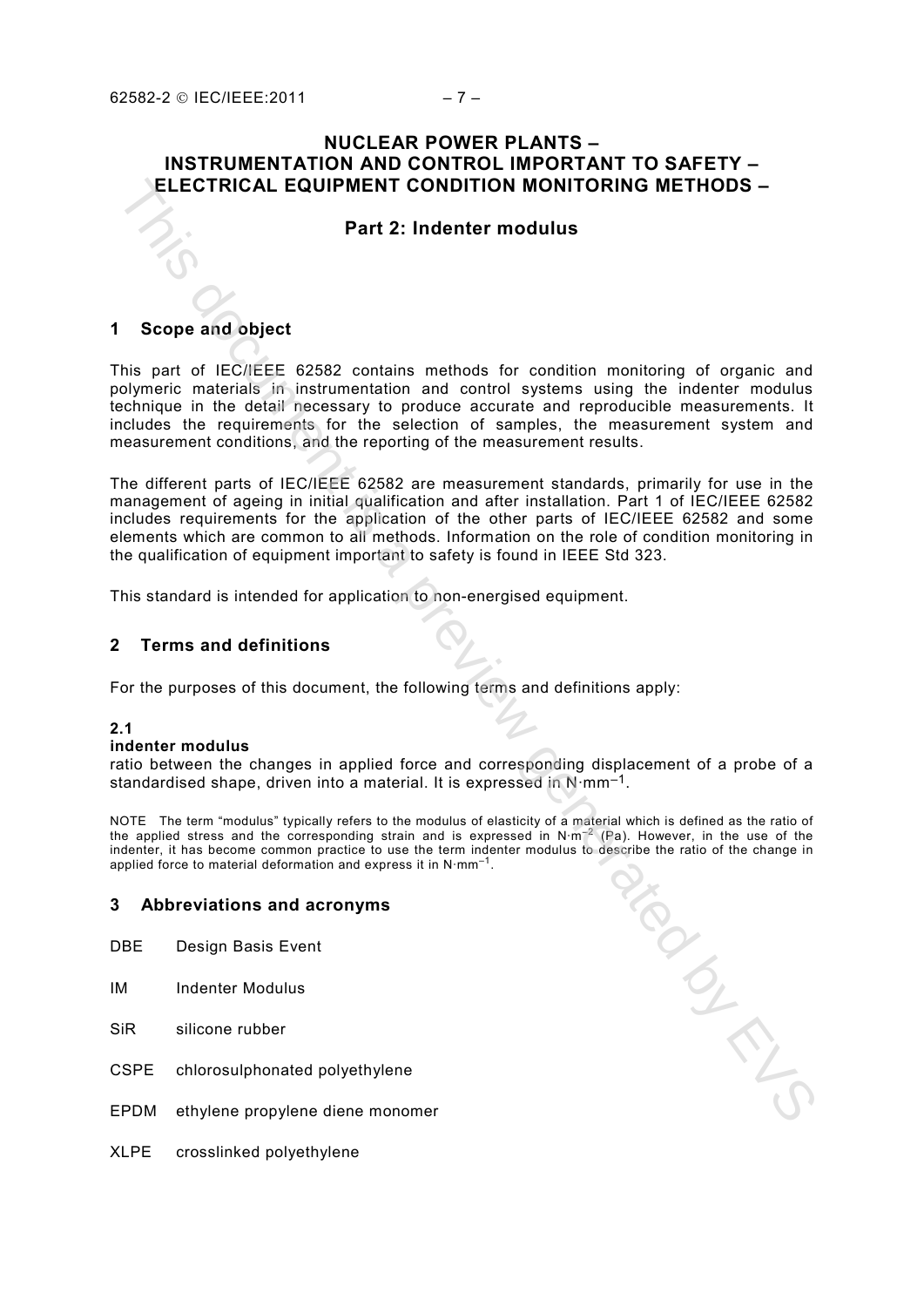# NUCLEAR POWER PLANTS – INSTRUMENTATION AND CONTROL IMPORTANT TO SAFETY – ELECTRICAL EQUIPMENT CONDITION MONITORING METHODS –

## Part 2: Indenter modulus

## 1 Scope and object

This part of IEC/IEEE 62582 contains methods for condition monitoring of organic and polymeric materials in instrumentation and control systems using the indenter modulus technique in the detail necessary to produce accurate and reproducible measurements. It includes the requirements for the selection of samples, the measurement system and measurement conditions, and the reporting of the measurement results.

The different parts of IEC/IEEE 62582 are measurement standards, primarily for use in the management of ageing in initial qualification and after installation. Part 1 of IEC/IEEE 62582 includes requirements for the application of the other parts of IEC/IEEE 62582 and some elements which are common to all methods. Information on the role of condition monitoring in the qualification of equipment important to safety is found in IEEE Std 323.

This standard is intended for application to non-energised equipment.

## 2 Terms and definitions

For the purposes of this document, the following terms and definitions apply:

**2.1**
**indenter modulus**
ratio between the changes in applied force and corresponding displacement of a probe of a standardised shape, driven into a material. It is expressed in $N \cdot mm^{-1}$.

NOTE The term "modulus" typically refers to the modulus of elasticity of a material which is defined as the ratio of the applied stress and the corresponding strain and is expressed in $N \cdot m^{-2}$ (Pa). However, in the use of the indenter, it has become common practice to use the term indenter modulus to describe the ratio of the change in applied force to material deformation and express it in $N \cdot mm^{-1}$.

## 3 Abbreviations and acronyms

DBE Design Basis Event

IM Indenter Modulus

SiR silicone rubber

CSPE chlorosulphonated polyethylene

EPDM ethylene propylene diene monomer

XLPE crosslinked polyethylene